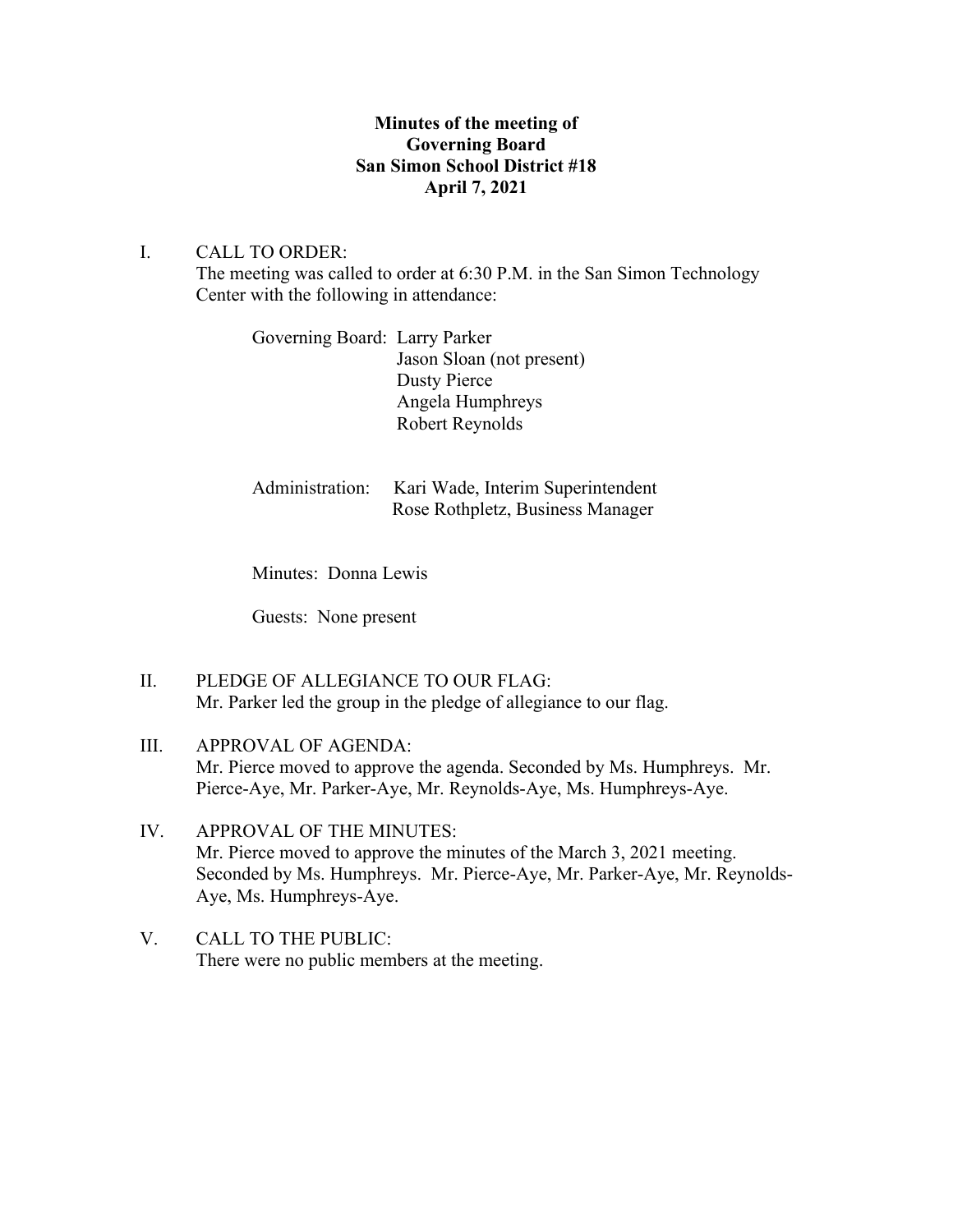**Minutes of the meeting of**
**Governing Board**
**San Simon School District #18**
**April 7, 2021**

I. CALL TO ORDER:
The meeting was called to order at 6:30 P.M. in the San Simon Technology Center with the following in attendance:

Governing Board: Larry Parker
Jason Sloan (not present)
Dusty Pierce
Angela Humphreys
Robert Reynolds

Administration: Kari Wade, Interim Superintendent
Rose Rothpletz, Business Manager

Minutes: Donna Lewis

Guests: None present

II. PLEDGE OF ALLEGIANCE TO OUR FLAG:
Mr. Parker led the group in the pledge of allegiance to our flag.

III. APPROVAL OF AGENDA:
Mr. Pierce moved to approve the agenda. Seconded by Ms. Humphreys. Mr. Pierce-Aye, Mr. Parker-Aye, Mr. Reynolds-Aye, Ms. Humphreys-Aye.

IV. APPROVAL OF THE MINUTES:
Mr. Pierce moved to approve the minutes of the March 3, 2021 meeting. Seconded by Ms. Humphreys. Mr. Pierce-Aye, Mr. Parker-Aye, Mr. Reynolds-Aye, Ms. Humphreys-Aye.

V. CALL TO THE PUBLIC:
There were no public members at the meeting.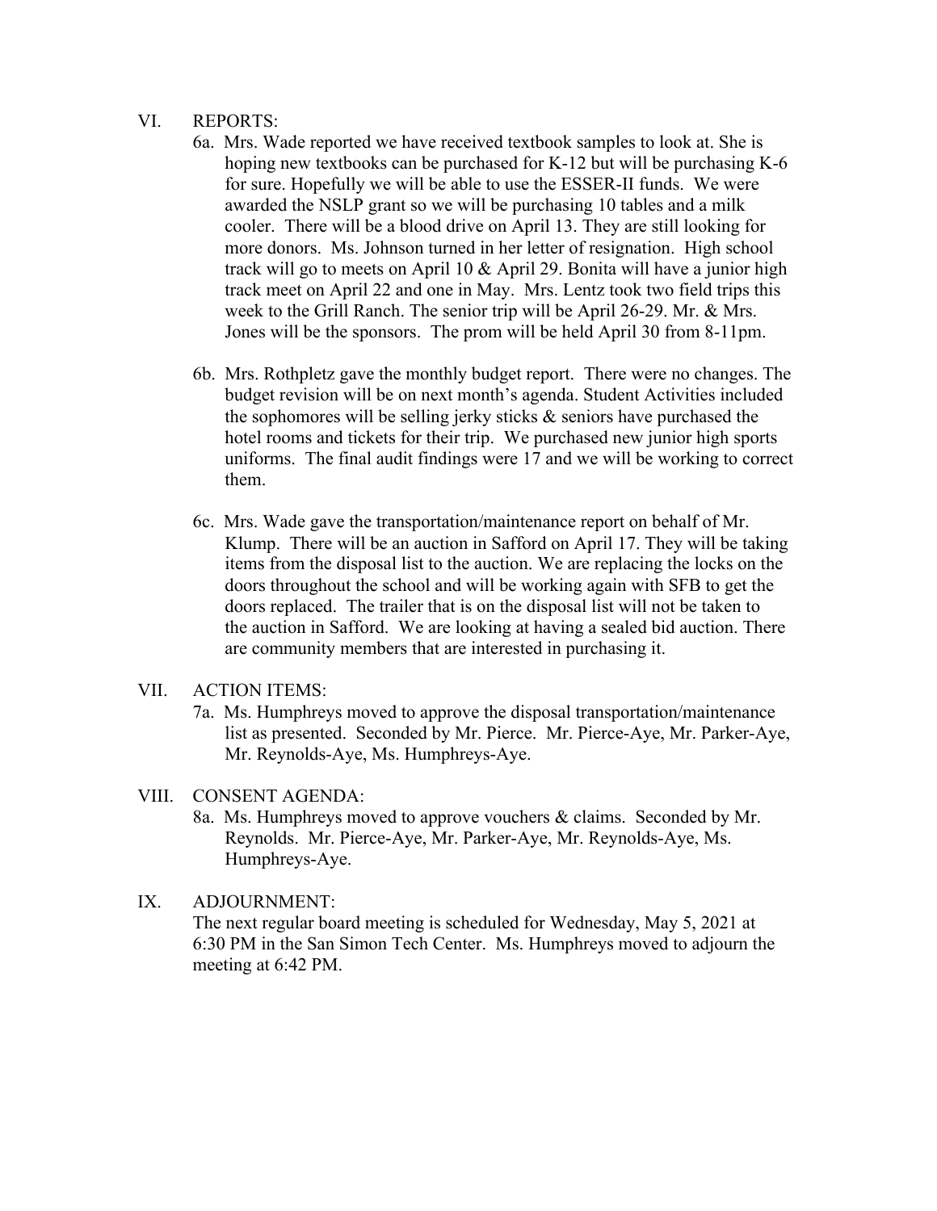## VI. REPORTS:

6a. Mrs. Wade reported we have received textbook samples to look at. She is hoping new textbooks can be purchased for K-12 but will be purchasing K-6 for sure. Hopefully we will be able to use the ESSER-II funds. We were awarded the NSLP grant so we will be purchasing 10 tables and a milk cooler. There will be a blood drive on April 13. They are still looking for more donors. Ms. Johnson turned in her letter of resignation. High school track will go to meets on April 10 & April 29. Bonita will have a junior high track meet on April 22 and one in May. Mrs. Lentz took two field trips this week to the Grill Ranch. The senior trip will be April 26-29. Mr. & Mrs. Jones will be the sponsors. The prom will be held April 30 from 8-11pm.

6b. Mrs. Rothpletz gave the monthly budget report. There were no changes. The budget revision will be on next month's agenda. Student Activities included the sophomores will be selling jerky sticks & seniors have purchased the hotel rooms and tickets for their trip. We purchased new junior high sports uniforms. The final audit findings were 17 and we will be working to correct them.

6c. Mrs. Wade gave the transportation/maintenance report on behalf of Mr. Klump. There will be an auction in Safford on April 17. They will be taking items from the disposal list to the auction. We are replacing the locks on the doors throughout the school and will be working again with SFB to get the doors replaced. The trailer that is on the disposal list will not be taken to the auction in Safford. We are looking at having a sealed bid auction. There are community members that are interested in purchasing it.

## VII. ACTION ITEMS:

7a. Ms. Humphreys moved to approve the disposal transportation/maintenance list as presented. Seconded by Mr. Pierce. Mr. Pierce-Aye, Mr. Parker-Aye, Mr. Reynolds-Aye, Ms. Humphreys-Aye.

## VIII. CONSENT AGENDA:

8a. Ms. Humphreys moved to approve vouchers & claims. Seconded by Mr. Reynolds. Mr. Pierce-Aye, Mr. Parker-Aye, Mr. Reynolds-Aye, Ms. Humphreys-Aye.

## IX. ADJOURNMENT:

The next regular board meeting is scheduled for Wednesday, May 5, 2021 at 6:30 PM in the San Simon Tech Center. Ms. Humphreys moved to adjourn the meeting at 6:42 PM.